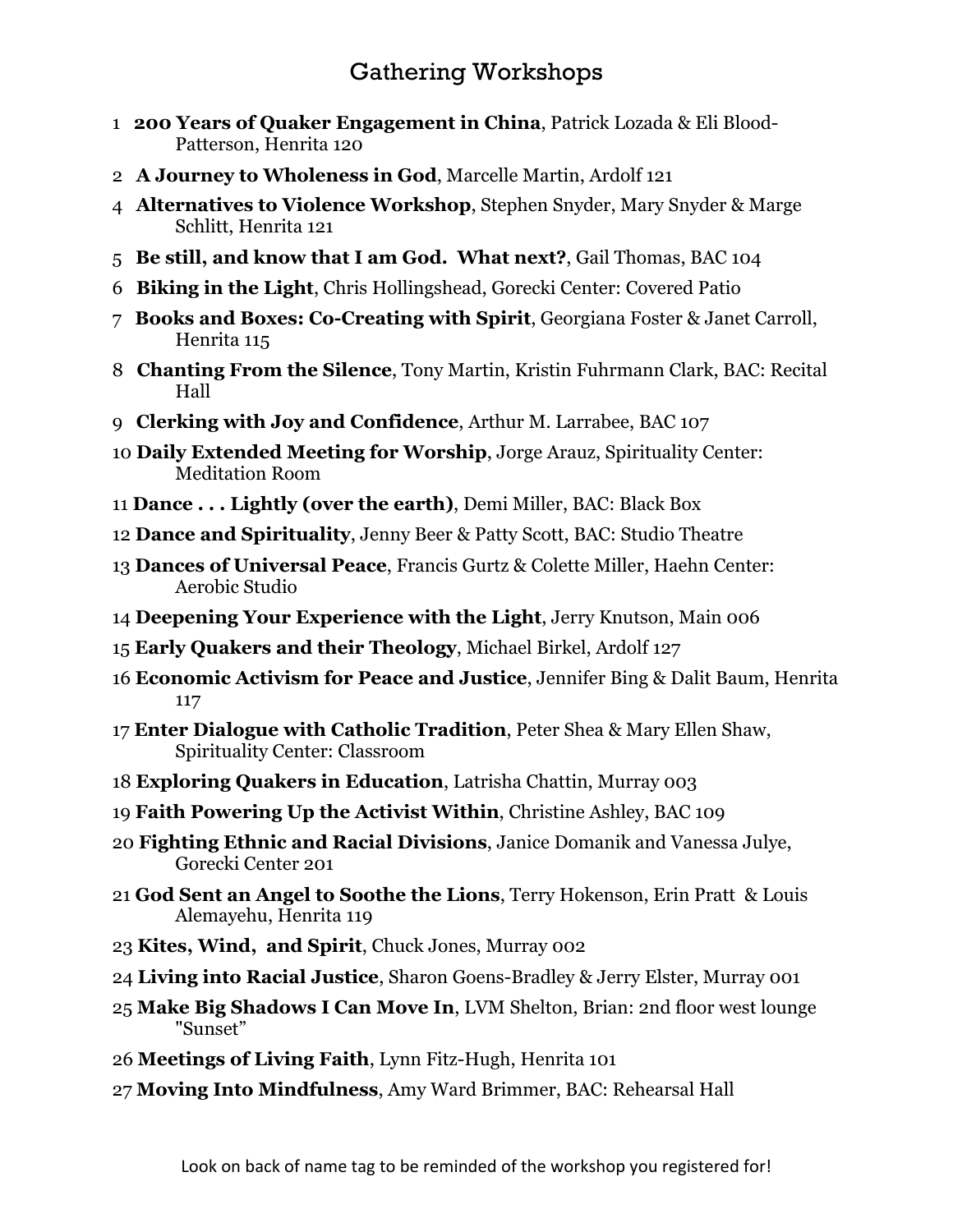# Gathering Workshops

1 **200 Years of Quaker Engagement in China**, Patrick Lozada & Eli Blood-Patterson, Henrita 120

2 **A Journey to Wholeness in God**, Marcelle Martin, Ardolf 121

4 **Alternatives to Violence Workshop**, Stephen Snyder, Mary Snyder & Marge Schlitt, Henrita 121

5 **Be still, and know that I am God. What next?**, Gail Thomas, BAC 104

6 **Biking in the Light**, Chris Hollingshead, Gorecki Center: Covered Patio

7 **Books and Boxes: Co-Creating with Spirit**, Georgiana Foster & Janet Carroll, Henrita 115

8 **Chanting From the Silence**, Tony Martin, Kristin Fuhrmann Clark, BAC: Recital Hall

9 **Clerking with Joy and Confidence**, Arthur M. Larrabee, BAC 107

10 **Daily Extended Meeting for Worship**, Jorge Arauz, Spirituality Center: Meditation Room

11 **Dance . . . Lightly (over the earth)**, Demi Miller, BAC: Black Box

12 **Dance and Spirituality**, Jenny Beer & Patty Scott, BAC: Studio Theatre

13 **Dances of Universal Peace**, Francis Gurtz & Colette Miller, Haehn Center: Aerobic Studio

14 **Deepening Your Experience with the Light**, Jerry Knutson, Main 006

15 **Early Quakers and their Theology**, Michael Birkel, Ardolf 127

16 **Economic Activism for Peace and Justice**, Jennifer Bing & Dalit Baum, Henrita 117

17 **Enter Dialogue with Catholic Tradition**, Peter Shea & Mary Ellen Shaw, Spirituality Center: Classroom

18 **Exploring Quakers in Education**, Latrisha Chattin, Murray 003

19 **Faith Powering Up the Activist Within**, Christine Ashley, BAC 109

20 **Fighting Ethnic and Racial Divisions**, Janice Domanik and Vanessa Julye, Gorecki Center 201

21 **God Sent an Angel to Soothe the Lions**, Terry Hokenson, Erin Pratt & Louis Alemayehu, Henrita 119

23 **Kites, Wind, and Spirit**, Chuck Jones, Murray 002

24 **Living into Racial Justice**, Sharon Goens-Bradley & Jerry Elster, Murray 001

25 **Make Big Shadows I Can Move In**, LVM Shelton, Brian: 2nd floor west lounge "Sunset"

26 **Meetings of Living Faith**, Lynn Fitz-Hugh, Henrita 101

27 **Moving Into Mindfulness**, Amy Ward Brimmer, BAC: Rehearsal Hall

Look on back of name tag to be reminded of the workshop you registered for!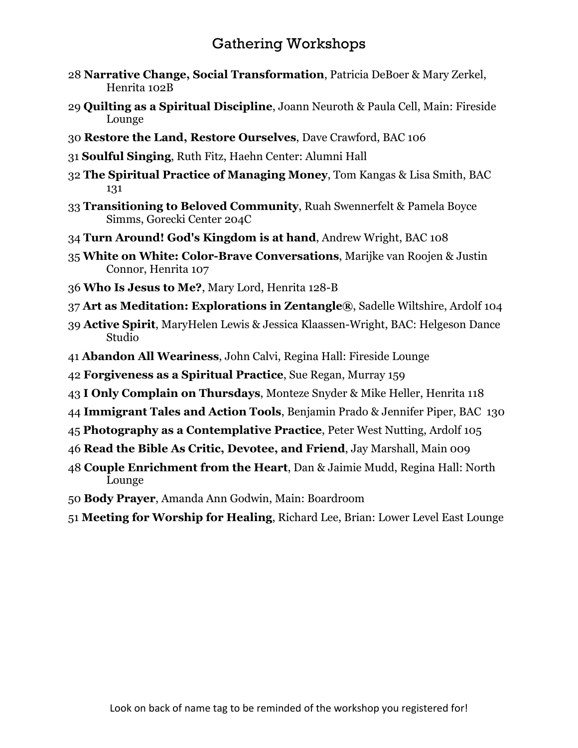## Gathering Workshops

28 **Narrative Change, Social Transformation**, Patricia DeBoer & Mary Zerkel, Henrita 102B

29 **Quilting as a Spiritual Discipline**, Joann Neuroth & Paula Cell, Main: Fireside Lounge

30 **Restore the Land, Restore Ourselves**, Dave Crawford, BAC 106

31 **Soulful Singing**, Ruth Fitz, Haehn Center: Alumni Hall

32 **The Spiritual Practice of Managing Money**, Tom Kangas & Lisa Smith, BAC 131

33 **Transitioning to Beloved Community**, Ruah Swennerfelt & Pamela Boyce Simms, Gorecki Center 204C

34 **Turn Around! God's Kingdom is at hand**, Andrew Wright, BAC 108

35 **White on White: Color-Brave Conversations**, Marijke van Roojen & Justin Connor, Henrita 107

36 **Who Is Jesus to Me?**, Mary Lord, Henrita 128-B

37 **Art as Meditation: Explorations in Zentangle®**, Sadelle Wiltshire, Ardolf 104

39 **Active Spirit**, MaryHelen Lewis & Jessica Klaassen-Wright, BAC: Helgeson Dance Studio

41 **Abandon All Weariness**, John Calvi, Regina Hall: Fireside Lounge

42 **Forgiveness as a Spiritual Practice**, Sue Regan, Murray 159

43 **I Only Complain on Thursdays**, Monteze Snyder & Mike Heller, Henrita 118

44 **Immigrant Tales and Action Tools**, Benjamin Prado & Jennifer Piper, BAC 130

45 **Photography as a Contemplative Practice**, Peter West Nutting, Ardolf 105

46 **Read the Bible As Critic, Devotee, and Friend**, Jay Marshall, Main 009

48 **Couple Enrichment from the Heart**, Dan & Jaimie Mudd, Regina Hall: North Lounge

50 **Body Prayer**, Amanda Ann Godwin, Main: Boardroom

51 **Meeting for Worship for Healing**, Richard Lee, Brian: Lower Level East Lounge

Look on back of name tag to be reminded of the workshop you registered for!